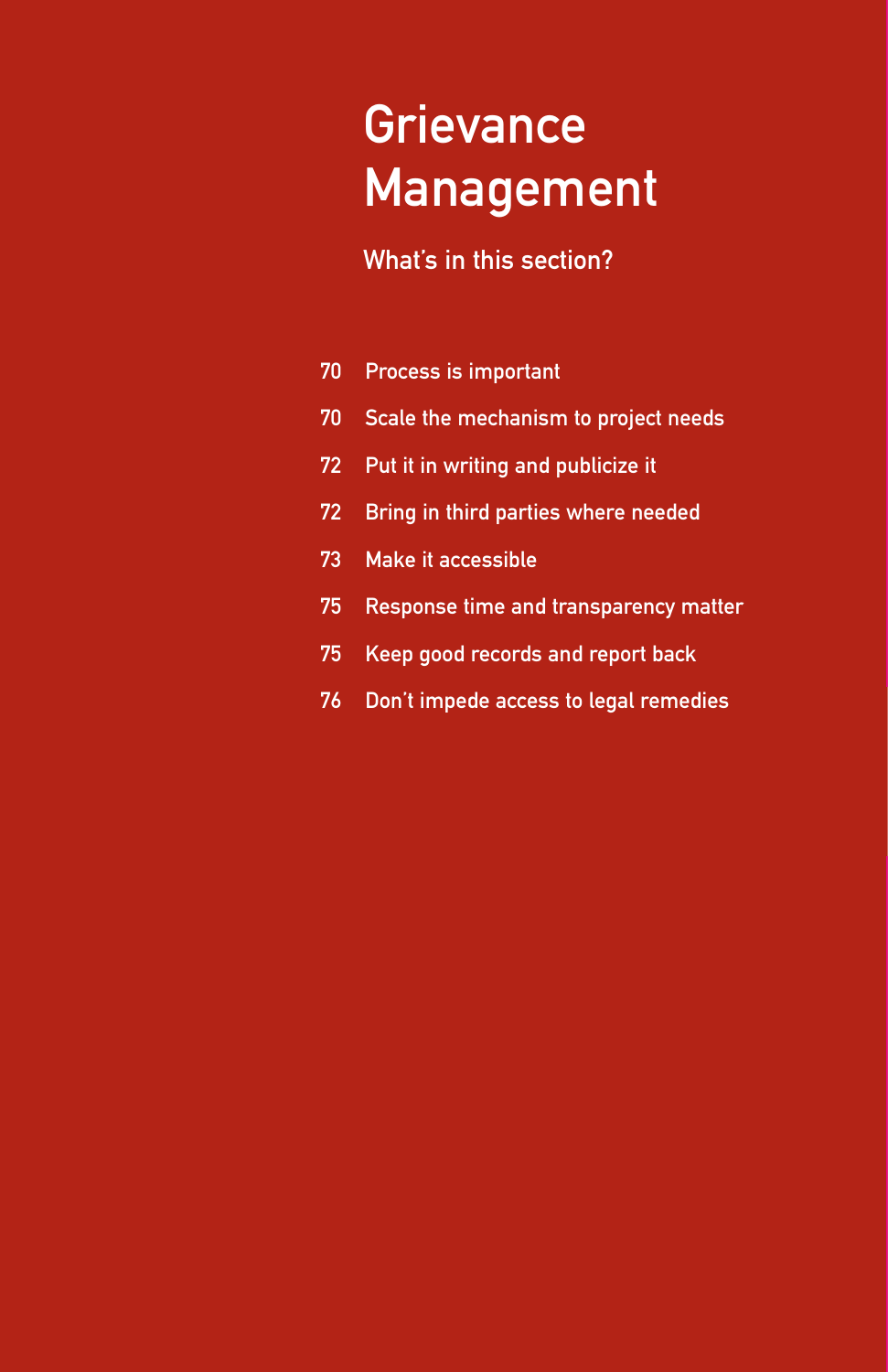# Grievance Management

## What's in this section?

70 Process is important

70 Scale the mechanism to project needs

72 Put it in writing and publicize it

72 Bring in third parties where needed

73 Make it accessible

75 Response time and transparency matter

75 Keep good records and report back

76 Don't impede access to legal remedies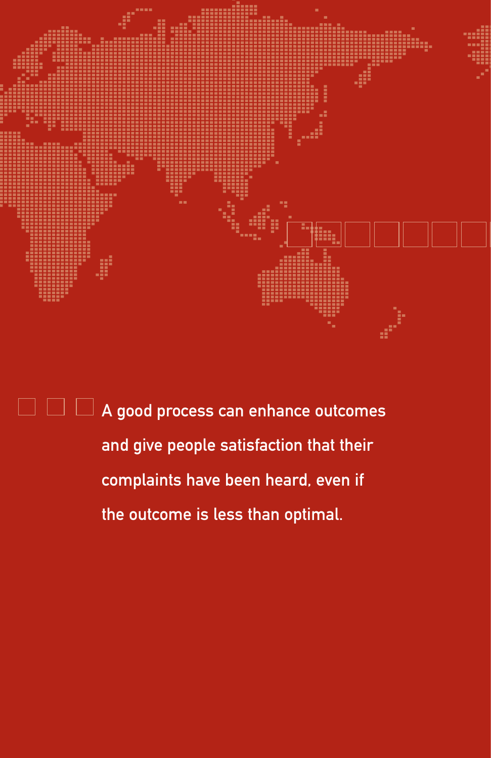A good process can enhance outcomes and give people satisfaction that their complaints have been heard, even if the outcome is less than optimal.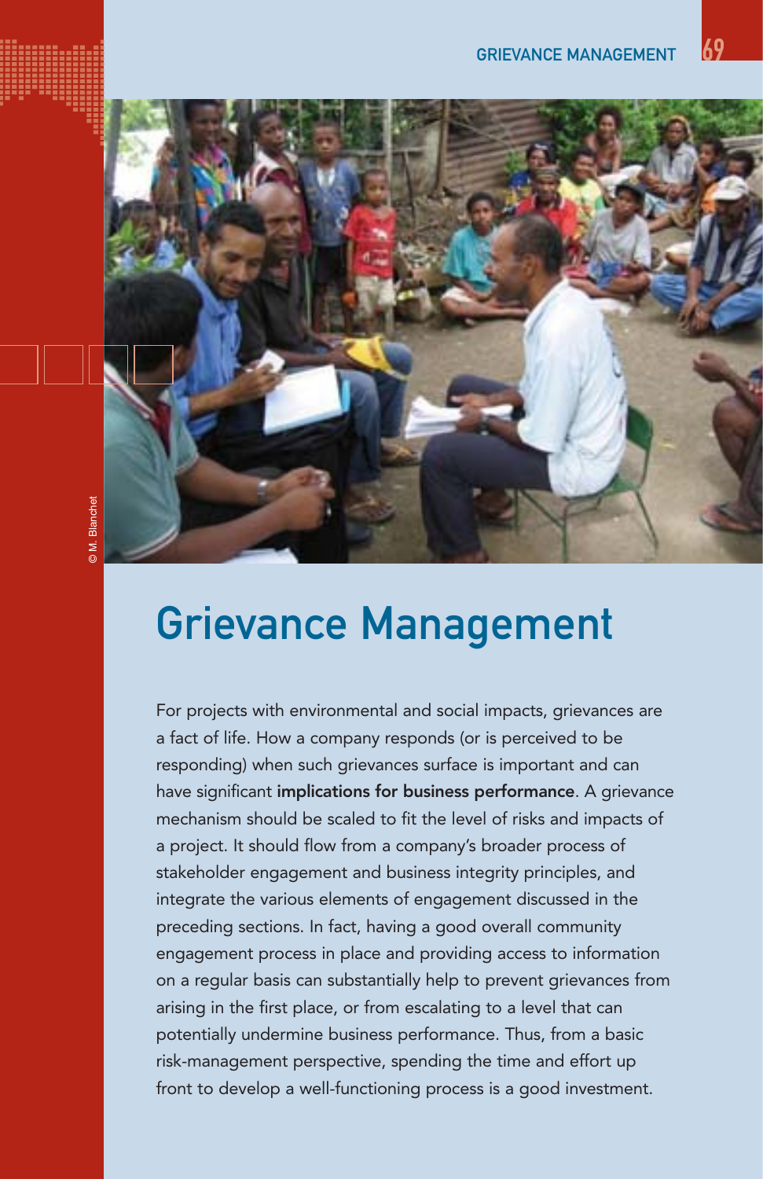# Grievance Management

For projects with environmental and social impacts, grievances are a fact of life. How a company responds (or is perceived to be responding) when such grievances surface is important and can have significant **implications for business performance**. A grievance mechanism should be scaled to fit the level of risks and impacts of a project. It should flow from a company's broader process of stakeholder engagement and business integrity principles, and integrate the various elements of engagement discussed in the preceding sections. In fact, having a good overall community engagement process in place and providing access to information on a regular basis can substantially help to prevent grievances from arising in the first place, or from escalating to a level that can potentially undermine business performance. Thus, from a basic risk-management perspective, spending the time and effort up front to develop a well-functioning process is a good investment.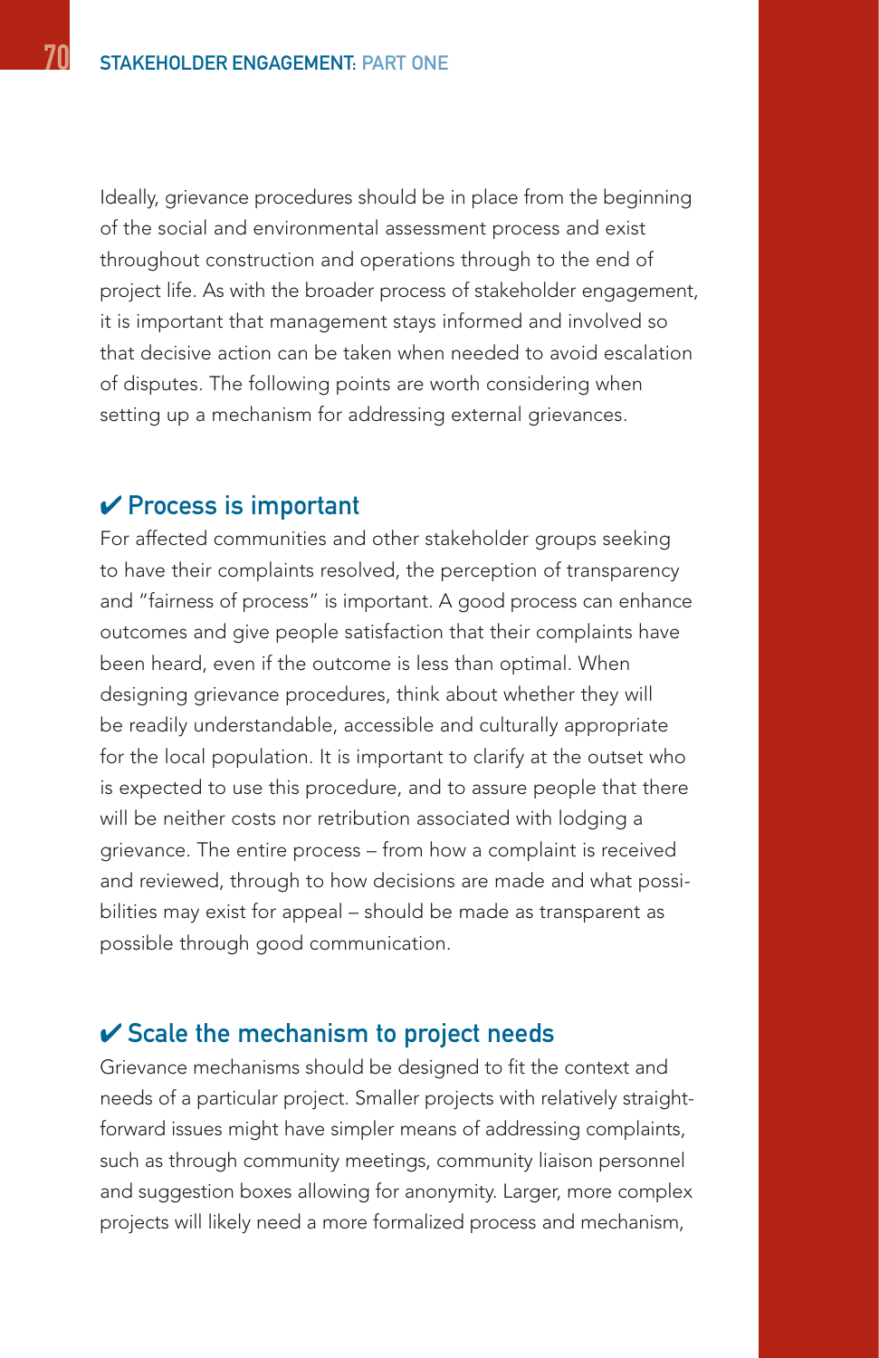Ideally, grievance procedures should be in place from the beginning of the social and environmental assessment process and exist throughout construction and operations through to the end of project life. As with the broader process of stakeholder engagement, it is important that management stays informed and involved so that decisive action can be taken when needed to avoid escalation of disputes. The following points are worth considering when setting up a mechanism for addressing external grievances.

### ✔ Process is important

For affected communities and other stakeholder groups seeking to have their complaints resolved, the perception of transparency and "fairness of process" is important. A good process can enhance outcomes and give people satisfaction that their complaints have been heard, even if the outcome is less than optimal. When designing grievance procedures, think about whether they will be readily understandable, accessible and culturally appropriate for the local population. It is important to clarify at the outset who is expected to use this procedure, and to assure people that there will be neither costs nor retribution associated with lodging a grievance. The entire process – from how a complaint is received and reviewed, through to how decisions are made and what possibilities may exist for appeal – should be made as transparent as possible through good communication.

### ✔ Scale the mechanism to project needs

Grievance mechanisms should be designed to fit the context and needs of a particular project. Smaller projects with relatively straightforward issues might have simpler means of addressing complaints, such as through community meetings, community liaison personnel and suggestion boxes allowing for anonymity. Larger, more complex projects will likely need a more formalized process and mechanism,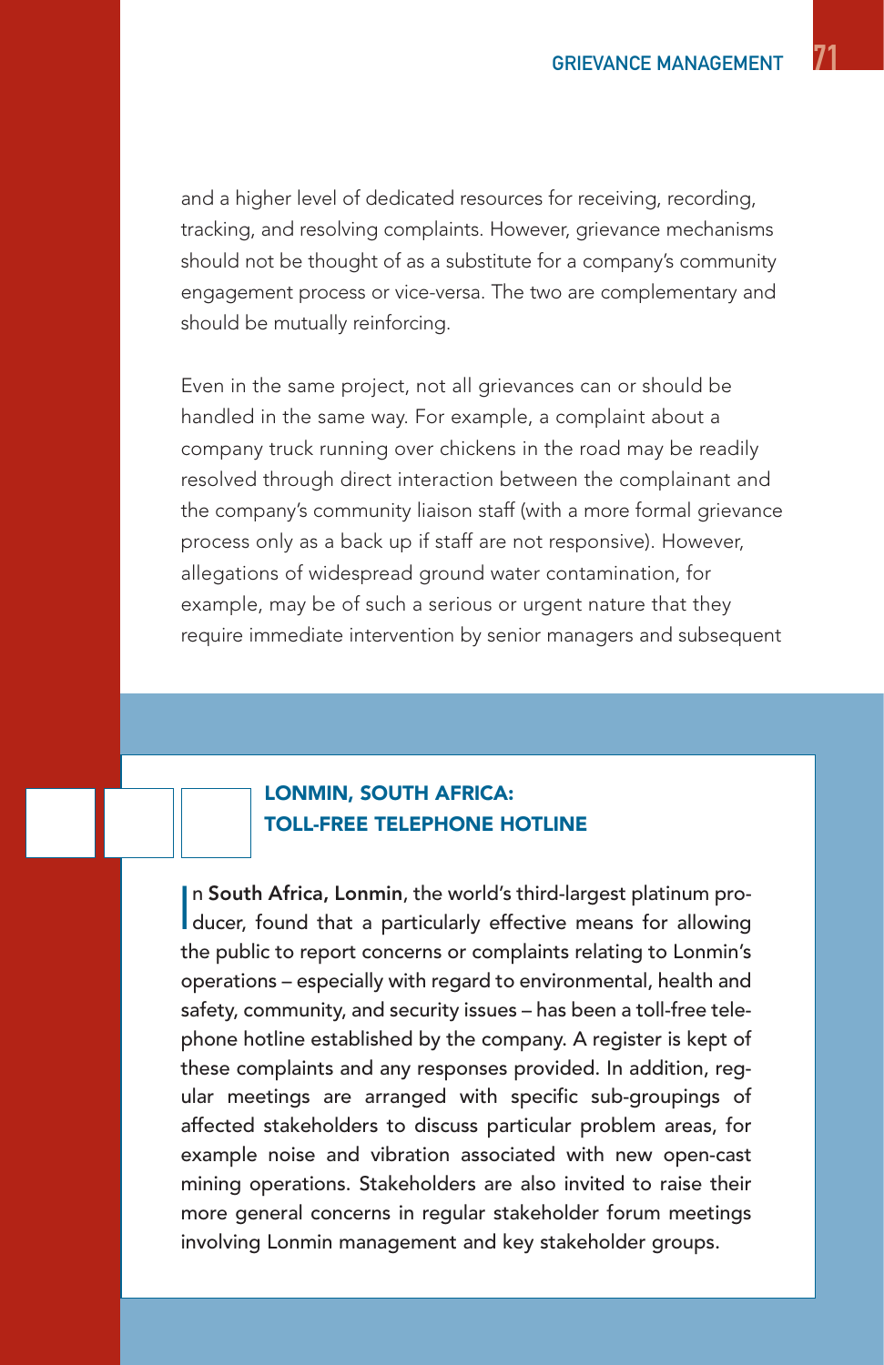and a higher level of dedicated resources for receiving, recording, tracking, and resolving complaints. However, grievance mechanisms should not be thought of as a substitute for a company's community engagement process or vice-versa. The two are complementary and should be mutually reinforcing.

Even in the same project, not all grievances can or should be handled in the same way. For example, a complaint about a company truck running over chickens in the road may be readily resolved through direct interaction between the complainant and the company's community liaison staff (with a more formal grievance process only as a back up if staff are not responsive). However, allegations of widespread ground water contamination, for example, may be of such a serious or urgent nature that they require immediate intervention by senior managers and subsequent

### LONMIN, SOUTH AFRICA: TOLL-FREE TELEPHONE HOTLINE

In **South Africa, Lonmin**, the world's third-largest platinum producer, found that a particularly effective means for allowing the public to report concerns or complaints relating to Lonmin's operations – especially with regard to environmental, health and safety, community, and security issues – has been a toll-free telephone hotline established by the company. A register is kept of these complaints and any responses provided. In addition, regular meetings are arranged with specific sub-groupings of affected stakeholders to discuss particular problem areas, for example noise and vibration associated with new open-cast mining operations. Stakeholders are also invited to raise their more general concerns in regular stakeholder forum meetings involving Lonmin management and key stakeholder groups.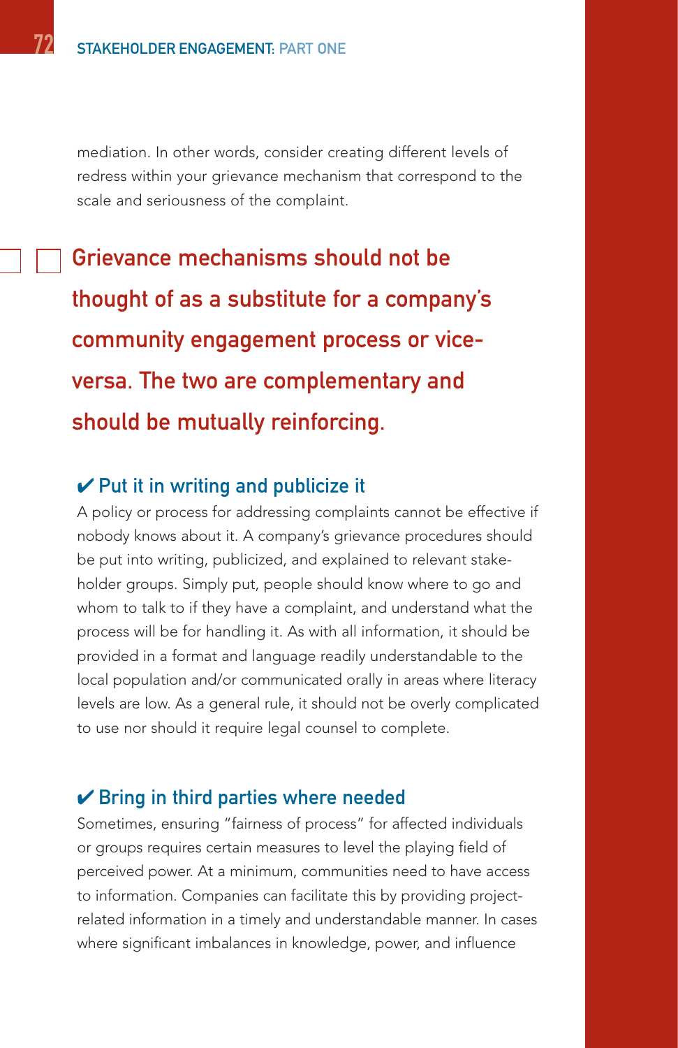mediation. In other words, consider creating different levels of redress within your grievance mechanism that correspond to the scale and seriousness of the complaint.

**Grievance mechanisms should not be thought of as a substitute for a company's community engagement process or vice-versa. The two are complementary and should be mutually reinforcing.**

### ✔ Put it in writing and publicize it

A policy or process for addressing complaints cannot be effective if nobody knows about it. A company's grievance procedures should be put into writing, publicized, and explained to relevant stakeholder groups. Simply put, people should know where to go and whom to talk to if they have a complaint, and understand what the process will be for handling it. As with all information, it should be provided in a format and language readily understandable to the local population and/or communicated orally in areas where literacy levels are low. As a general rule, it should not be overly complicated to use nor should it require legal counsel to complete.

### ✔ Bring in third parties where needed

Sometimes, ensuring "fairness of process" for affected individuals or groups requires certain measures to level the playing field of perceived power. At a minimum, communities need to have access to information. Companies can facilitate this by providing project-related information in a timely and understandable manner. In cases where significant imbalances in knowledge, power, and influence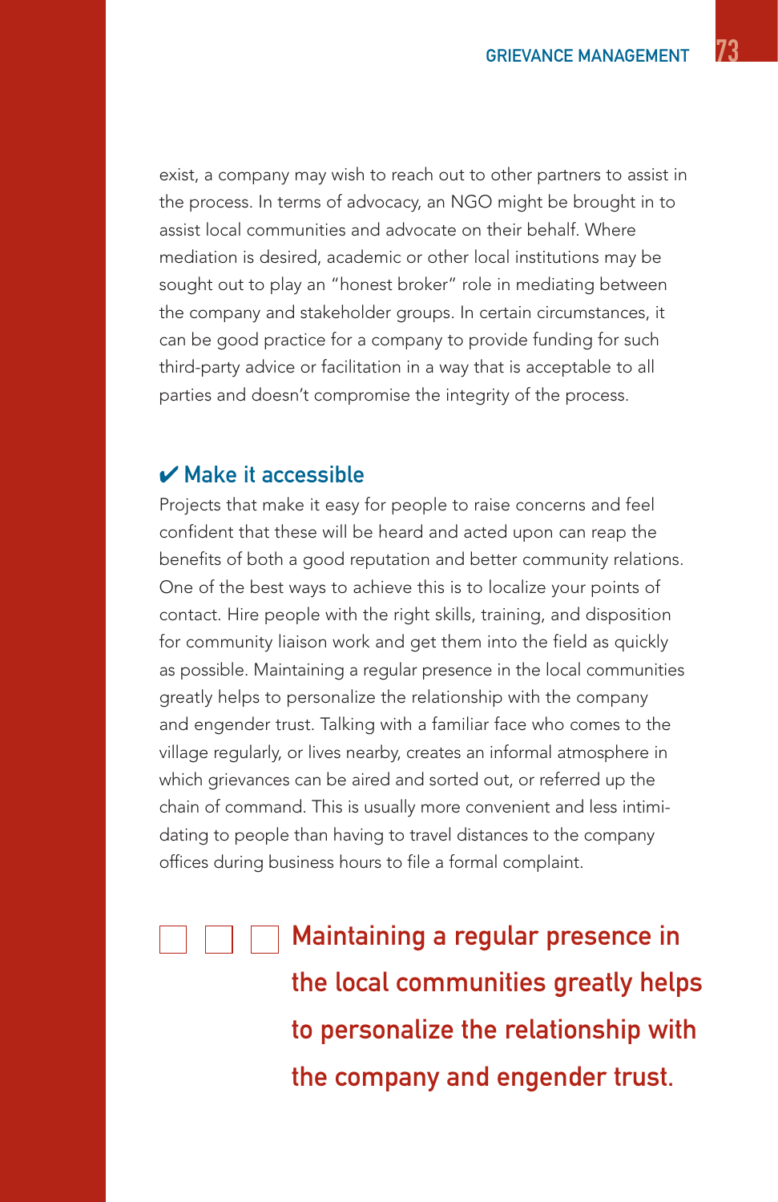exist, a company may wish to reach out to other partners to assist in the process. In terms of advocacy, an NGO might be brought in to assist local communities and advocate on their behalf. Where mediation is desired, academic or other local institutions may be sought out to play an "honest broker" role in mediating between the company and stakeholder groups. In certain circumstances, it can be good practice for a company to provide funding for such third-party advice or facilitation in a way that is acceptable to all parties and doesn't compromise the integrity of the process.

### ✔ Make it accessible

Projects that make it easy for people to raise concerns and feel confident that these will be heard and acted upon can reap the benefits of both a good reputation and better community relations. One of the best ways to achieve this is to localize your points of contact. Hire people with the right skills, training, and disposition for community liaison work and get them into the field as quickly as possible. Maintaining a regular presence in the local communities greatly helps to personalize the relationship with the company and engender trust. Talking with a familiar face who comes to the village regularly, or lives nearby, creates an informal atmosphere in which grievances can be aired and sorted out, or referred up the chain of command. This is usually more convenient and less intimidating to people than having to travel distances to the company offices during business hours to file a formal complaint.

> **Maintaining a regular presence in the local communities greatly helps to personalize the relationship with the company and engender trust.**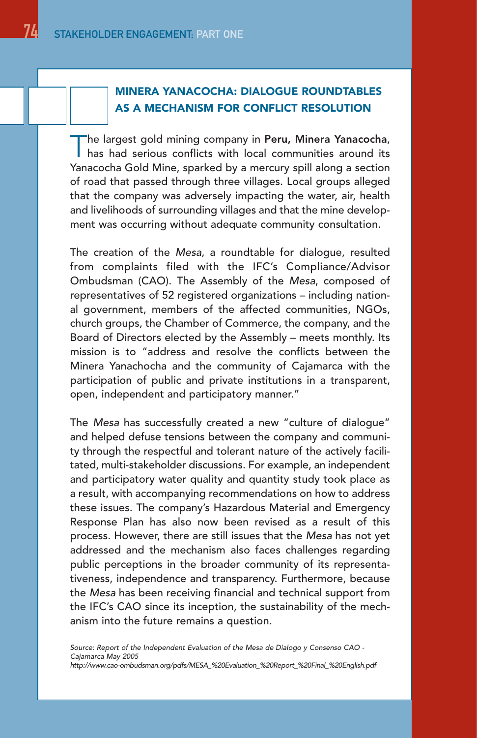## MINERA YANACOCHA: DIALOGUE ROUNDTABLES AS A MECHANISM FOR CONFLICT RESOLUTION

The largest gold mining company in **Peru, Minera Yanacocha**, has had serious conflicts with local communities around its Yanacocha Gold Mine, sparked by a mercury spill along a section of road that passed through three villages. Local groups alleged that the company was adversely impacting the water, air, health and livelihoods of surrounding villages and that the mine development was occurring without adequate community consultation.

The creation of the *Mesa*, a roundtable for dialogue, resulted from complaints filed with the IFC's Compliance/Advisor Ombudsman (CAO). The Assembly of the *Mesa*, composed of representatives of 52 registered organizations – including national government, members of the affected communities, NGOs, church groups, the Chamber of Commerce, the company, and the Board of Directors elected by the Assembly – meets monthly. Its mission is to "address and resolve the conflicts between the Minera Yanachocha and the community of Cajamarca with the participation of public and private institutions in a transparent, open, independent and participatory manner."

The *Mesa* has successfully created a new "culture of dialogue" and helped defuse tensions between the company and community through the respectful and tolerant nature of the actively facilitated, multi-stakeholder discussions. For example, an independent and participatory water quality and quantity study took place as a result, with accompanying recommendations on how to address these issues. The company's Hazardous Material and Emergency Response Plan has also now been revised as a result of this process. However, there are still issues that the *Mesa* has not yet addressed and the mechanism also faces challenges regarding public perceptions in the broader community of its representativeness, independence and transparency. Furthermore, because the *Mesa* has been receiving financial and technical support from the IFC's CAO since its inception, the sustainability of the mechanism into the future remains a question.

*Source: Report of the Independent Evaluation of the Mesa de Dialogo y Consenso CAO - Cajamarca May 2005*
*http://www.cao-ombudsman.org/pdfs/MESA_%20Evaluation_%20Report_%20Final_%20English.pdf*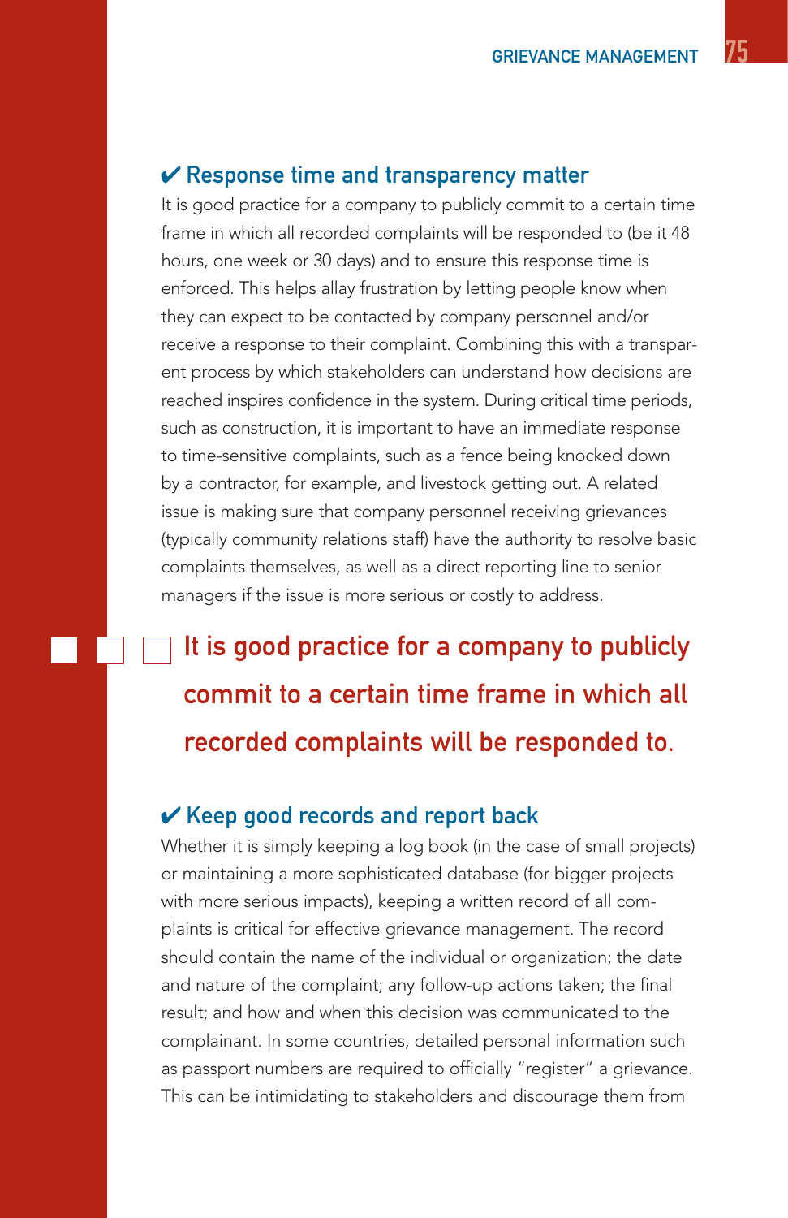### ✔ Response time and transparency matter

It is good practice for a company to publicly commit to a certain time frame in which all recorded complaints will be responded to (be it 48 hours, one week or 30 days) and to ensure this response time is enforced. This helps allay frustration by letting people know when they can expect to be contacted by company personnel and/or receive a response to their complaint. Combining this with a transparent process by which stakeholders can understand how decisions are reached inspires confidence in the system. During critical time periods, such as construction, it is important to have an immediate response to time-sensitive complaints, such as a fence being knocked down by a contractor, for example, and livestock getting out. A related issue is making sure that company personnel receiving grievances (typically community relations staff) have the authority to resolve basic complaints themselves, as well as a direct reporting line to senior managers if the issue is more serious or costly to address.

> **It is good practice for a company to publicly commit to a certain time frame in which all recorded complaints will be responded to.**

### ✔ Keep good records and report back

Whether it is simply keeping a log book (in the case of small projects) or maintaining a more sophisticated database (for bigger projects with more serious impacts), keeping a written record of all complaints is critical for effective grievance management. The record should contain the name of the individual or organization; the date and nature of the complaint; any follow-up actions taken; the final result; and how and when this decision was communicated to the complainant. In some countries, detailed personal information such as passport numbers are required to officially "register" a grievance. This can be intimidating to stakeholders and discourage them from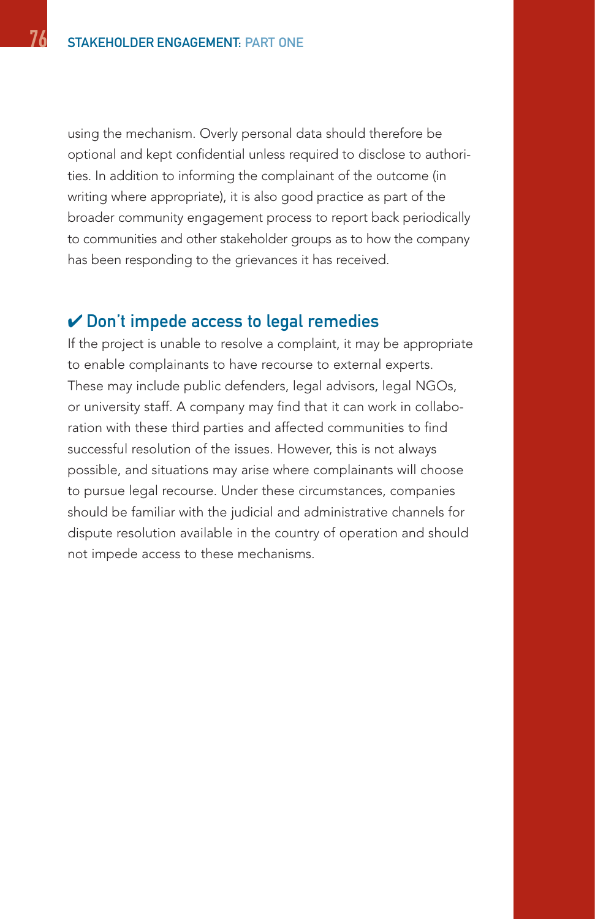using the mechanism. Overly personal data should therefore be optional and kept confidential unless required to disclose to authorities. In addition to informing the complainant of the outcome (in writing where appropriate), it is also good practice as part of the broader community engagement process to report back periodically to communities and other stakeholder groups as to how the company has been responding to the grievances it has received.

### ✔ Don't impede access to legal remedies

If the project is unable to resolve a complaint, it may be appropriate to enable complainants to have recourse to external experts. These may include public defenders, legal advisors, legal NGOs, or university staff. A company may find that it can work in collaboration with these third parties and affected communities to find successful resolution of the issues. However, this is not always possible, and situations may arise where complainants will choose to pursue legal recourse. Under these circumstances, companies should be familiar with the judicial and administrative channels for dispute resolution available in the country of operation and should not impede access to these mechanisms.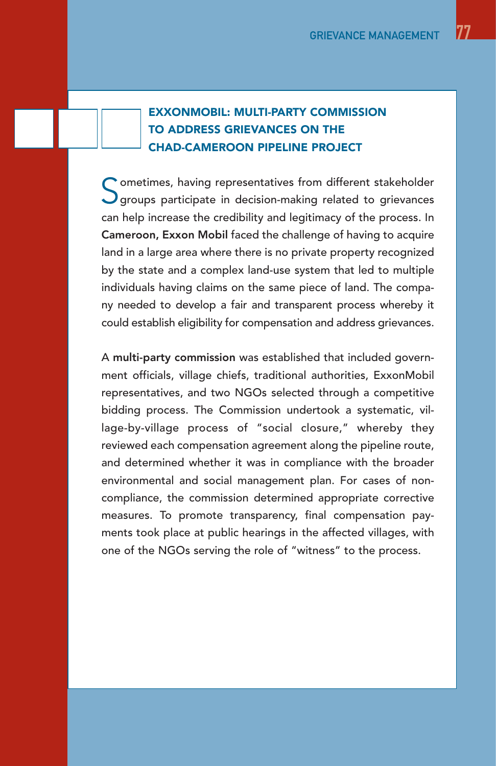## EXXONMOBIL: MULTI-PARTY COMMISSION TO ADDRESS GRIEVANCES ON THE CHAD-CAMEROON PIPELINE PROJECT

Sometimes, having representatives from different stakeholder groups participate in decision-making related to grievances can help increase the credibility and legitimacy of the process. In **Cameroon, Exxon Mobil** faced the challenge of having to acquire land in a large area where there is no private property recognized by the state and a complex land-use system that led to multiple individuals having claims on the same piece of land. The company needed to develop a fair and transparent process whereby it could establish eligibility for compensation and address grievances.

A **multi-party commission** was established that included government officials, village chiefs, traditional authorities, ExxonMobil representatives, and two NGOs selected through a competitive bidding process. The Commission undertook a systematic, village-by-village process of "social closure," whereby they reviewed each compensation agreement along the pipeline route, and determined whether it was in compliance with the broader environmental and social management plan. For cases of non-compliance, the commission determined appropriate corrective measures. To promote transparency, final compensation payments took place at public hearings in the affected villages, with one of the NGOs serving the role of "witness" to the process.